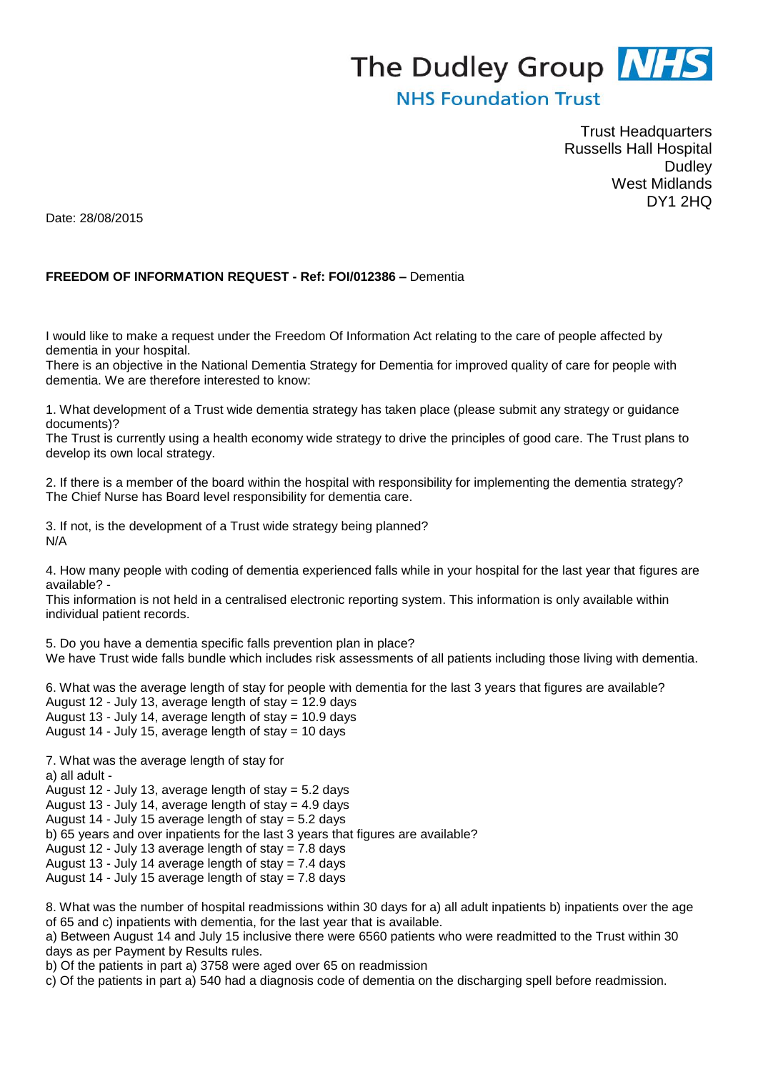The Dudley Group NHS

NHS Foundation Trust

Trust Headquarters
Russells Hall Hospital
Dudley
West Midlands
DY1 2HQ

Date: 28/08/2015

**FREEDOM OF INFORMATION REQUEST - Ref: FOI/012386 –** Dementia

I would like to make a request under the Freedom Of Information Act relating to the care of people affected by dementia in your hospital.
There is an objective in the National Dementia Strategy for Dementia for improved quality of care for people with dementia. We are therefore interested to know:

1. What development of a Trust wide dementia strategy has taken place (please submit any strategy or guidance documents)?
The Trust is currently using a health economy wide strategy to drive the principles of good care. The Trust plans to develop its own local strategy.

2. If there is a member of the board within the hospital with responsibility for implementing the dementia strategy?
The Chief Nurse has Board level responsibility for dementia care.

3. If not, is the development of a Trust wide strategy being planned?
N/A

4. How many people with coding of dementia experienced falls while in your hospital for the last year that figures are available? -
This information is not held in a centralised electronic reporting system. This information is only available within individual patient records.

5. Do you have a dementia specific falls prevention plan in place?
We have Trust wide falls bundle which includes risk assessments of all patients including those living with dementia.

6. What was the average length of stay for people with dementia for the last 3 years that figures are available?
August 12 - July 13, average length of stay = 12.9 days
August 13 - July 14, average length of stay = 10.9 days
August 14 - July 15, average length of stay = 10 days

7. What was the average length of stay for
a) all adult -
August 12 - July 13, average length of stay = 5.2 days
August 13 - July 14, average length of stay = 4.9 days
August 14 - July 15 average length of stay = 5.2 days
b) 65 years and over inpatients for the last 3 years that figures are available?
August 12 - July 13 average length of stay = 7.8 days
August 13 - July 14 average length of stay = 7.4 days
August 14 - July 15 average length of stay = 7.8 days

8. What was the number of hospital readmissions within 30 days for a) all adult inpatients b) inpatients over the age of 65 and c) inpatients with dementia, for the last year that is available.
a) Between August 14 and July 15 inclusive there were 6560 patients who were readmitted to the Trust within 30 days as per Payment by Results rules.
b) Of the patients in part a) 3758 were aged over 65 on readmission
c) Of the patients in part a) 540 had a diagnosis code of dementia on the discharging spell before readmission.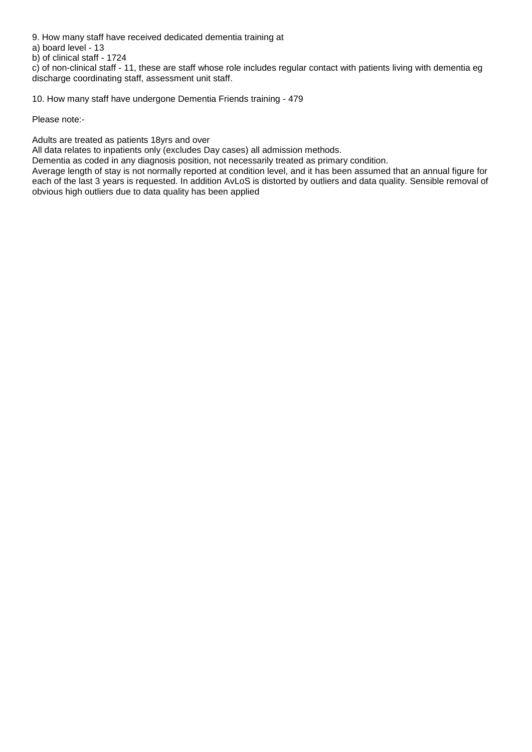9. How many staff have received dedicated dementia training at

a) board level - 13

b) of clinical staff - 1724

c) of non-clinical staff - 11, these are staff whose role includes regular contact with patients living with dementia eg discharge coordinating staff, assessment unit staff.

10. How many staff have undergone Dementia Friends training - 479

Please note:-

Adults are treated as patients 18yrs and over

All data relates to inpatients only (excludes Day cases) all admission methods.

Dementia as coded in any diagnosis position, not necessarily treated as primary condition.

Average length of stay is not normally reported at condition level, and it has been assumed that an annual figure for each of the last 3 years is requested. In addition AvLoS is distorted by outliers and data quality. Sensible removal of obvious high outliers due to data quality has been applied